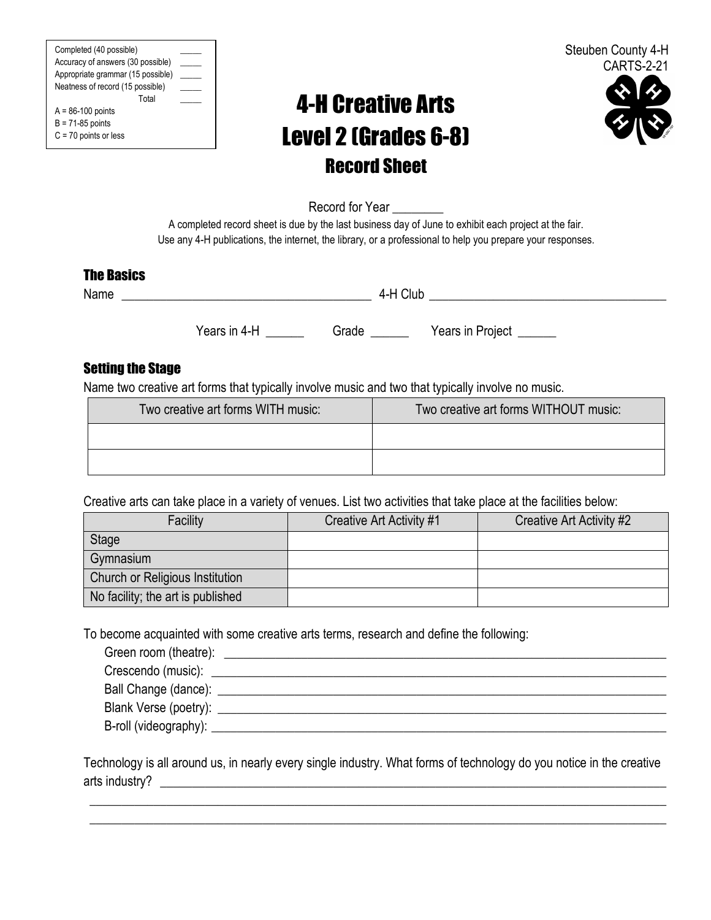| Completed (40 possible) | _____ |
|---|---|
| Accuracy of answers (30 possible) | _____ |
| Appropriate grammar (15 possible) | _____ |
| Neatness of record (15 possible) | _____ |
| Total | _____ |

A = 86-100 points
B = 71-85 points
C = 70 points or less

Steuben County 4-H
CARTS-2-21

# 4-H Creative Arts
# Level 2 (Grades 6-8)
## Record Sheet

Record for Year ________

A completed record sheet is due by the last business day of June to exhibit each project at the fair.
Use any 4-H publications, the internet, the library, or a professional to help you prepare your responses.

### The Basics

Name ________________________________________ 4-H Club ______________________________________

Years in 4-H ______ Grade ______ Years in Project ______

### Setting the Stage

Name two creative art forms that typically involve music and two that typically involve no music.

| Two creative art forms WITH music: | Two creative art forms WITHOUT music: |
|---|---|
| | |
| | |

Creative arts can take place in a variety of venues. List two activities that take place at the facilities below:

| Facility | Creative Art Activity #1 | Creative Art Activity #2 |
|---|---|---|
| Stage | | |
| Gymnasium | | |
| Church or Religious Institution | | |
| No facility; the art is published | | |

To become acquainted with some creative arts terms, research and define the following:

Green room (theatre): ______________________________________________________________________

Crescendo (music): ______________________________________________________________________

Ball Change (dance): ______________________________________________________________________

Blank Verse (poetry): ______________________________________________________________________

B-roll (videography): ______________________________________________________________________

Technology is all around us, in nearly every single industry. What forms of technology do you notice in the creative arts industry? ______________________________________________________________________

______________________________________________________________________

______________________________________________________________________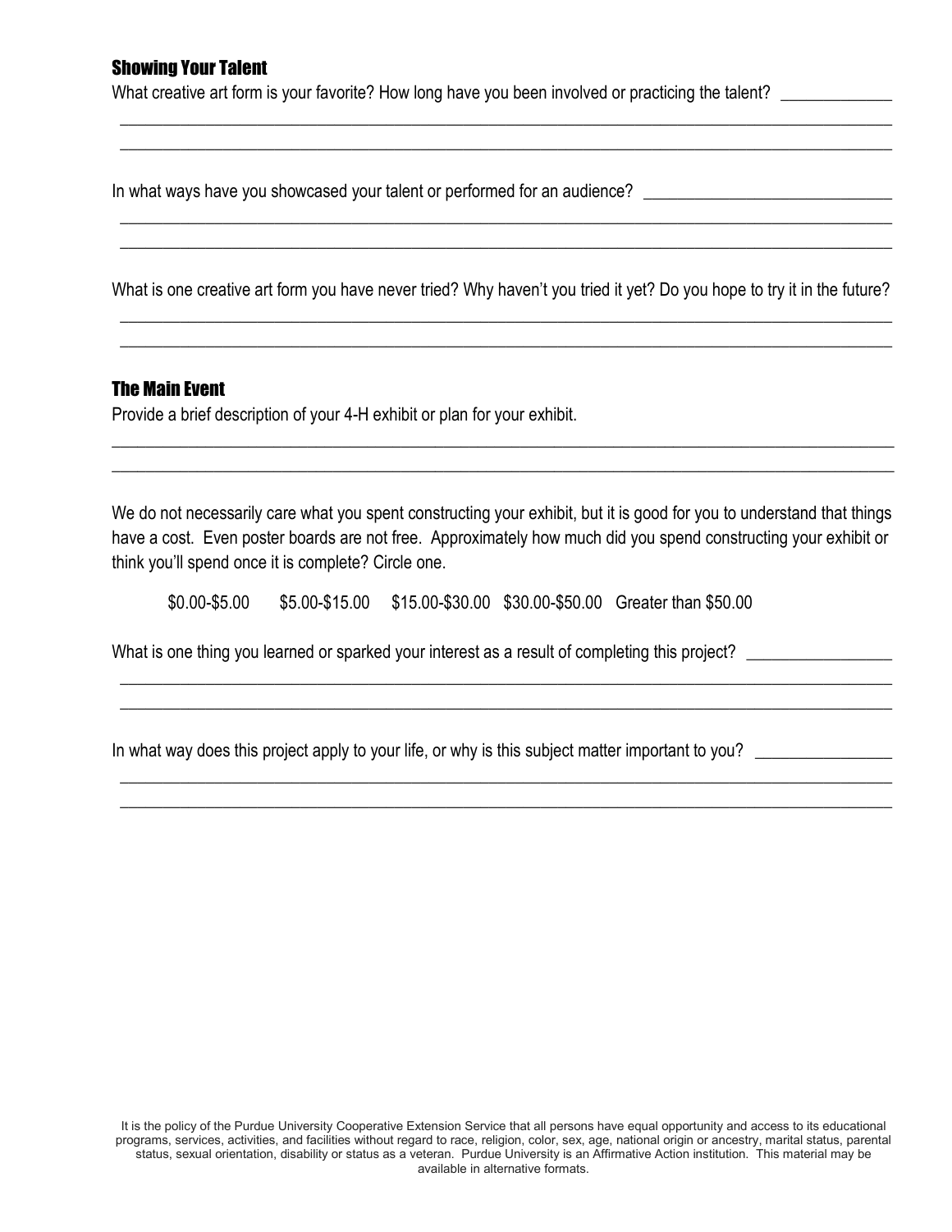## Showing Your Talent

What creative art form is your favorite? How long have you been involved or practicing the talent? ____________

_____________________________________________________________________________________

_____________________________________________________________________________________

In what ways have you showcased your talent or performed for an audience? ____________________________

_____________________________________________________________________________________

_____________________________________________________________________________________

What is one creative art form you have never tried? Why haven't you tried it yet? Do you hope to try it in the future?

_____________________________________________________________________________________

_____________________________________________________________________________________

## The Main Event

Provide a brief description of your 4-H exhibit or plan for your exhibit.

_____________________________________________________________________________________

_____________________________________________________________________________________

We do not necessarily care what you spent constructing your exhibit, but it is good for you to understand that things have a cost. Even poster boards are not free. Approximately how much did you spend constructing your exhibit or think you'll spend once it is complete? Circle one.

$0.00-$5.00 $5.00-$15.00 $15.00-$30.00 $30.00-$50.00 Greater than $50.00

What is one thing you learned or sparked your interest as a result of completing this project? ________________

_____________________________________________________________________________________

_____________________________________________________________________________________

In what way does this project apply to your life, or why is this subject matter important to you? _______________

_____________________________________________________________________________________

_____________________________________________________________________________________

It is the policy of the Purdue University Cooperative Extension Service that all persons have equal opportunity and access to its educational programs, services, activities, and facilities without regard to race, religion, color, sex, age, national origin or ancestry, marital status, parental status, sexual orientation, disability or status as a veteran. Purdue University is an Affirmative Action institution. This material may be available in alternative formats.